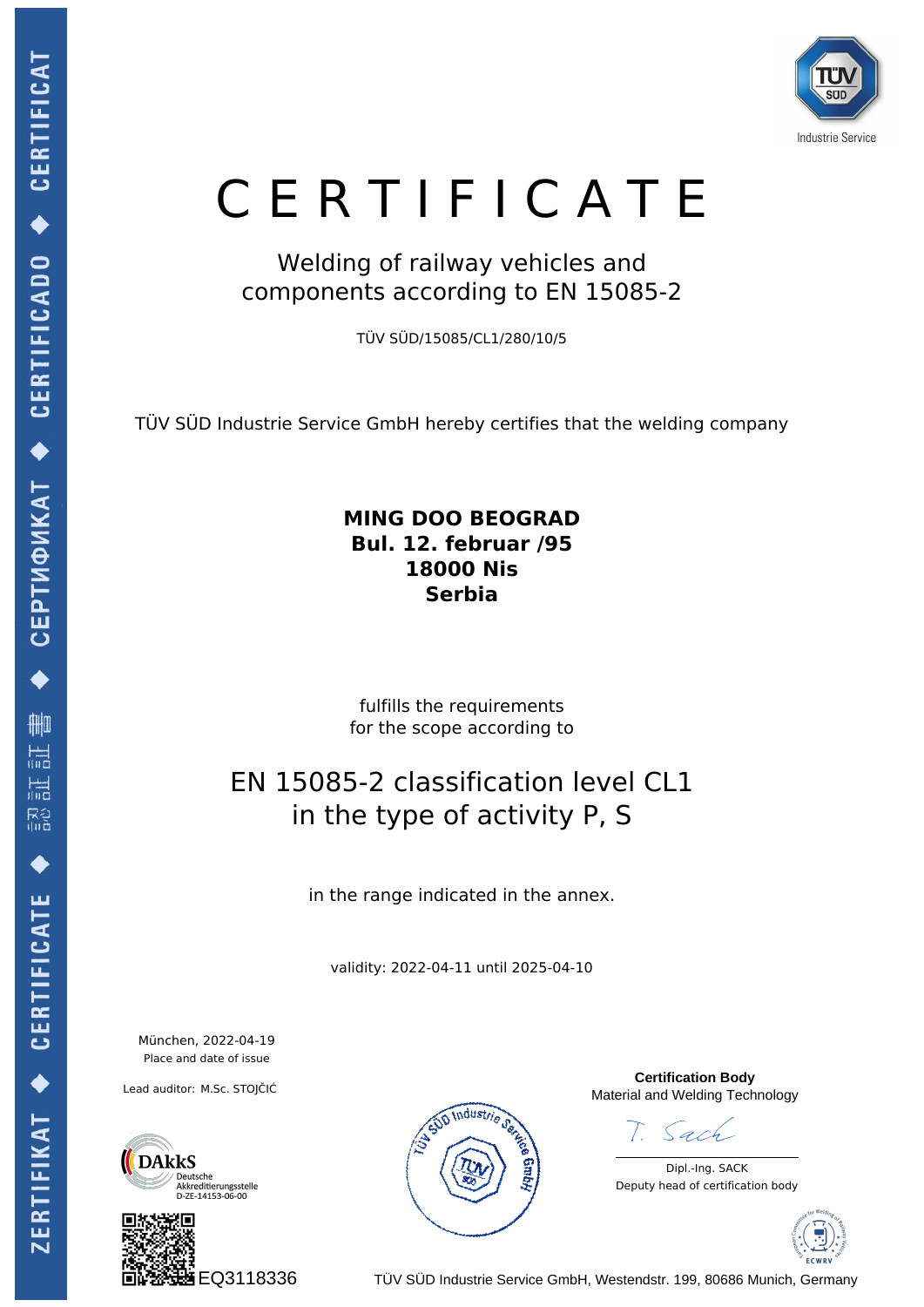# CERTIFICATE

## Welding of railway vehicles and components according to EN 15085-2

TÜV SÜD/15085/CL1/280/10/5

TÜV SÜD Industrie Service GmbH hereby certifies that the welding company

**MING DOO BEOGRAD**
**Bul. 12. februar /95**
**18000 Nis**
**Serbia**

fulfills the requirements
for the scope according to

## EN 15085-2 classification level CL1 in the type of activity P, S

in the range indicated in the annex.

validity: 2022-04-11 until 2025-04-10

München, 2022-04-19
Place and date of issue

Lead auditor: M.Sc. STOJČIĆ

DAkkS Deutsche Akkreditierungsstelle D-ZE-14153-06-00

EQ3118336

**Certification Body**
Material and Welding Technology

Dipl.-Ing. SACK
Deputy head of certification body

TÜV SÜD Industrie Service GmbH, Westendstr. 199, 80686 Munich, Germany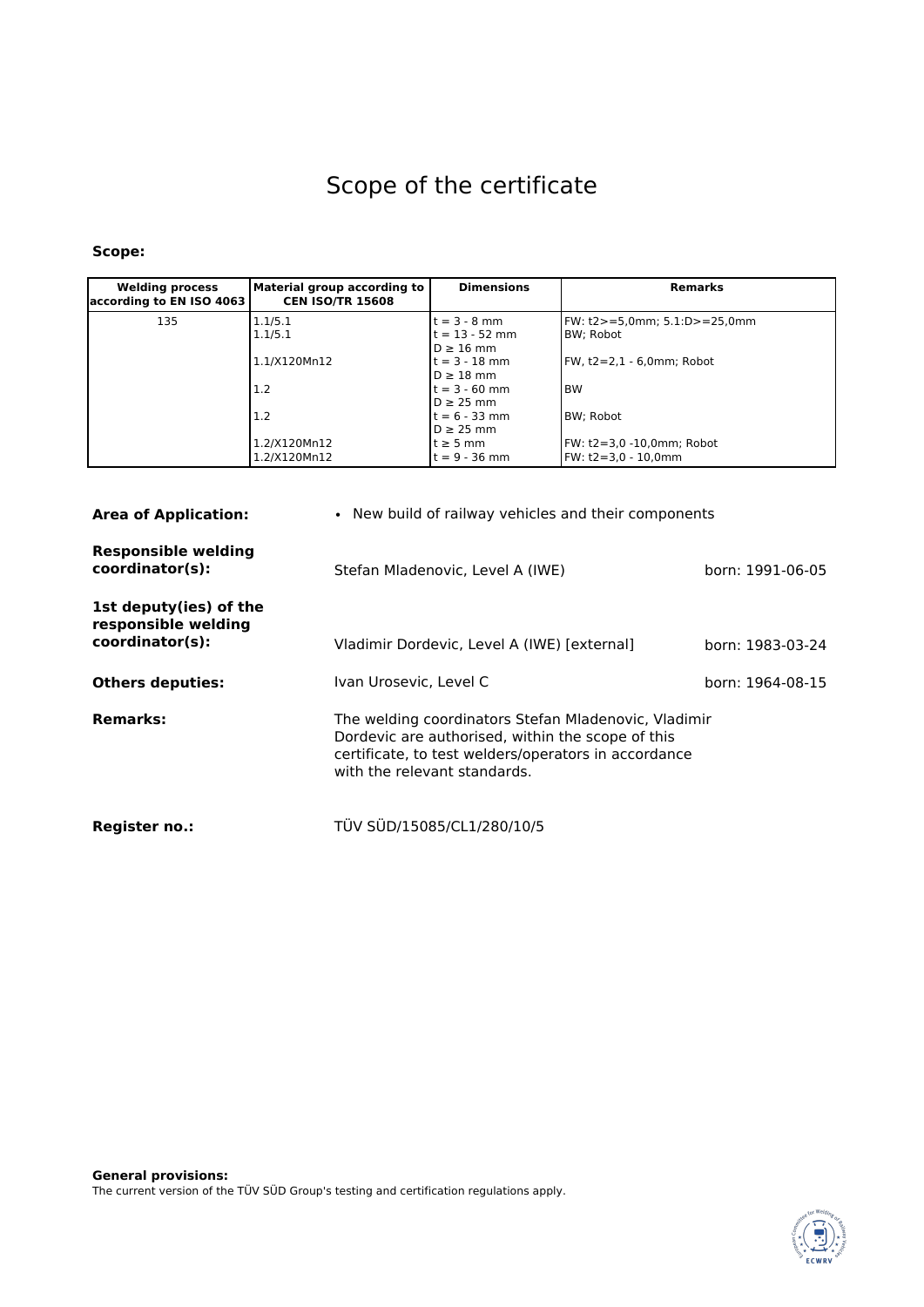# Scope of the certificate

**Scope:**

| Welding process according to EN ISO 4063 | Material group according to CEN ISO/TR 15608 | Dimensions | Remarks |
|---|---|---|---|
| 135 | 1.1/5.1 | t = 3 - 8 mm | FW: t2>=5,0mm; 5.1:D>=25,0mm |
| | 1.1/5.1 | t = 13 - 52 mm<br>D ≥ 16 mm | BW; Robot |
| | 1.1/X120Mn12 | t = 3 - 18 mm<br>D ≥ 18 mm | FW, t2=2,1 - 6,0mm; Robot |
| | 1.2 | t = 3 - 60 mm<br>D ≥ 25 mm | BW |
| | 1.2 | t = 6 - 33 mm<br>D ≥ 25 mm | BW; Robot |
| | 1.2/X120Mn12 | t ≥ 5 mm | FW: t2=3,0 -10,0mm; Robot |
| | 1.2/X120Mn12 | t = 9 - 36 mm | FW: t2=3,0 - 10,0mm |

**Area of Application:**
- New build of railway vehicles and their components

**Responsible welding coordinator(s):** Stefan Mladenovic, Level A (IWE) born: 1991-06-05

**1st deputy(ies) of the responsible welding coordinator(s):** Vladimir Dordevic, Level A (IWE) [external] born: 1983-03-24

**Others deputies:** Ivan Urosevic, Level C born: 1964-08-15

**Remarks:** The welding coordinators Stefan Mladenovic, Vladimir Dordevic are authorised, within the scope of this certificate, to test welders/operators in accordance with the relevant standards.

**Register no.:** TÜV SÜD/15085/CL1/280/10/5

**General provisions:**
The current version of the TÜV SÜD Group's testing and certification regulations apply.